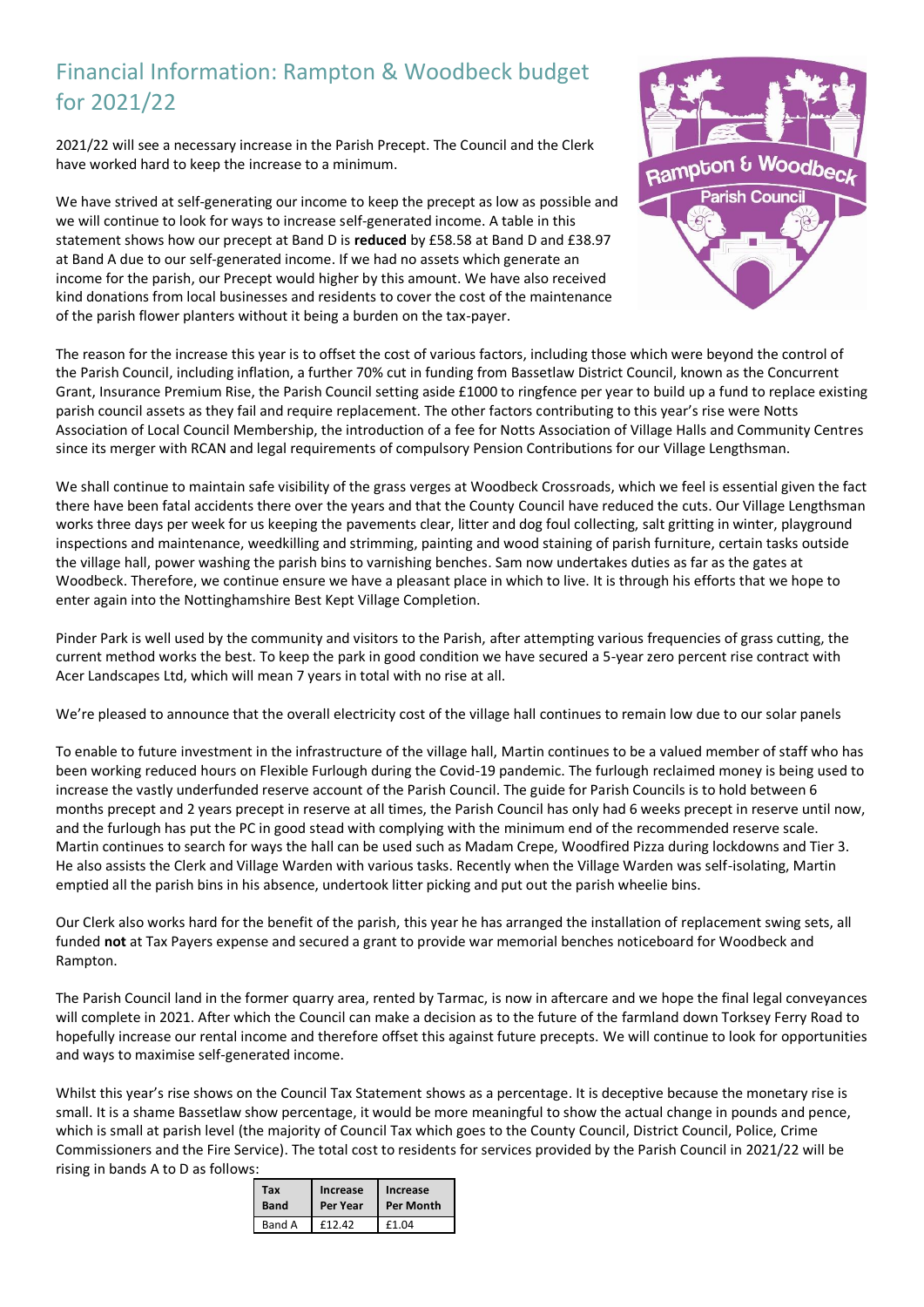# Financial Information: Rampton & Woodbeck budget for 2021/22

2021/22 will see a necessary increase in the Parish Precept. The Council and the Clerk have worked hard to keep the increase to a minimum.

We have strived at self-generating our income to keep the precept as low as possible and we will continue to look for ways to increase self-generated income. A table in this statement shows how our precept at Band D is **reduced** by £58.58 at Band D and £38.97 at Band A due to our self-generated income. If we had no assets which generate an income for the parish, our Precept would higher by this amount. We have also received kind donations from local businesses and residents to cover the cost of the maintenance of the parish flower planters without it being a burden on the tax-payer.

The reason for the increase this year is to offset the cost of various factors, including those which were beyond the control of the Parish Council, including inflation, a further 70% cut in funding from Bassetlaw District Council, known as the Concurrent Grant, Insurance Premium Rise, the Parish Council setting aside £1000 to ringfence per year to build up a fund to replace existing parish council assets as they fail and require replacement. The other factors contributing to this year's rise were Notts Association of Local Council Membership, the introduction of a fee for Notts Association of Village Halls and Community Centres since its merger with RCAN and legal requirements of compulsory Pension Contributions for our Village Lengthsman.

We shall continue to maintain safe visibility of the grass verges at Woodbeck Crossroads, which we feel is essential given the fact there have been fatal accidents there over the years and that the County Council have reduced the cuts. Our Village Lengthsman works three days per week for us keeping the pavements clear, litter and dog foul collecting, salt gritting in winter, playground inspections and maintenance, weedkilling and strimming, painting and wood staining of parish furniture, certain tasks outside the village hall, power washing the parish bins to varnishing benches. Sam now undertakes duties as far as the gates at Woodbeck. Therefore, we continue ensure we have a pleasant place in which to live. It is through his efforts that we hope to enter again into the Nottinghamshire Best Kept Village Completion.

Pinder Park is well used by the community and visitors to the Parish, after attempting various frequencies of grass cutting, the current method works the best. To keep the park in good condition we have secured a 5-year zero percent rise contract with Acer Landscapes Ltd, which will mean 7 years in total with no rise at all.

We're pleased to announce that the overall electricity cost of the village hall continues to remain low due to our solar panels

To enable to future investment in the infrastructure of the village hall, Martin continues to be a valued member of staff who has been working reduced hours on Flexible Furlough during the Covid-19 pandemic. The furlough reclaimed money is being used to increase the vastly underfunded reserve account of the Parish Council. The guide for Parish Councils is to hold between 6 months precept and 2 years precept in reserve at all times, the Parish Council has only had 6 weeks precept in reserve until now, and the furlough has put the PC in good stead with complying with the minimum end of the recommended reserve scale. Martin continues to search for ways the hall can be used such as Madam Crepe, Woodfired Pizza during lockdowns and Tier 3. He also assists the Clerk and Village Warden with various tasks. Recently when the Village Warden was self-isolating, Martin emptied all the parish bins in his absence, undertook litter picking and put out the parish wheelie bins.

Our Clerk also works hard for the benefit of the parish, this year he has arranged the installation of replacement swing sets, all funded **not** at Tax Payers expense and secured a grant to provide war memorial benches noticeboard for Woodbeck and Rampton.

The Parish Council land in the former quarry area, rented by Tarmac, is now in aftercare and we hope the final legal conveyances will complete in 2021. After which the Council can make a decision as to the future of the farmland down Torksey Ferry Road to hopefully increase our rental income and therefore offset this against future precepts. We will continue to look for opportunities and ways to maximise self-generated income.

Whilst this year's rise shows on the Council Tax Statement shows as a percentage. It is deceptive because the monetary rise is small. It is a shame Bassetlaw show percentage, it would be more meaningful to show the actual change in pounds and pence, which is small at parish level (the majority of Council Tax which goes to the County Council, District Council, Police, Crime Commissioners and the Fire Service). The total cost to residents for services provided by the Parish Council in 2021/22 will be rising in bands A to D as follows:

| Tax Band | Increase Per Year | Increase Per Month |
|---|---|---|
| Band A | £12.42 | £1.04 |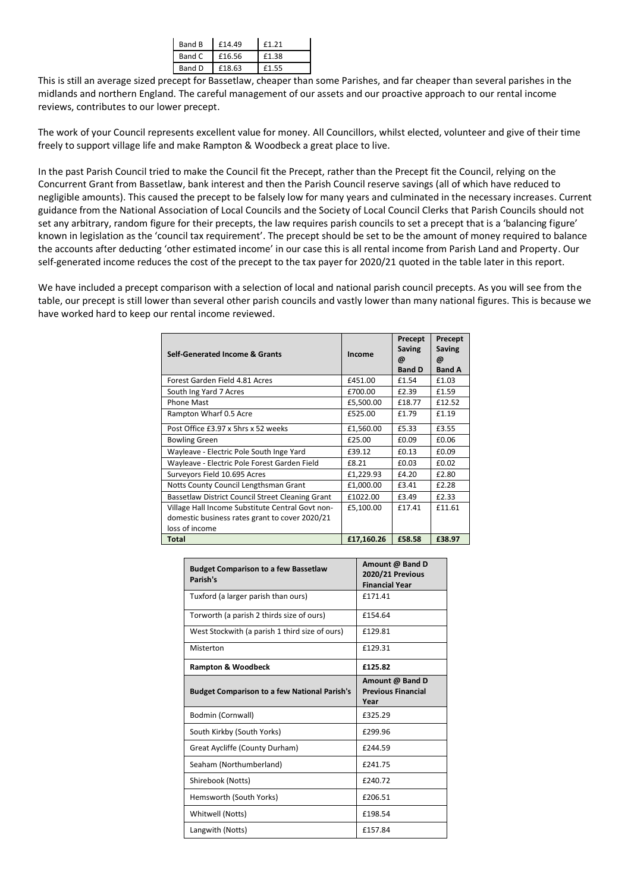| Band B | £14.49 | £1.21 |
| --- | --- | --- |
| Band C | £16.56 | £1.38 |
| Band D | £18.63 | £1.55 |

This is still an average sized precept for Bassetlaw, cheaper than some Parishes, and far cheaper than several parishes in the midlands and northern England. The careful management of our assets and our proactive approach to our rental income reviews, contributes to our lower precept.

The work of your Council represents excellent value for money. All Councillors, whilst elected, volunteer and give of their time freely to support village life and make Rampton & Woodbeck a great place to live.

In the past Parish Council tried to make the Council fit the Precept, rather than the Precept fit the Council, relying on the Concurrent Grant from Bassetlaw, bank interest and then the Parish Council reserve savings (all of which have reduced to negligible amounts). This caused the precept to be falsely low for many years and culminated in the necessary increases. Current guidance from the National Association of Local Councils and the Society of Local Council Clerks that Parish Councils should not set any arbitrary, random figure for their precepts, the law requires parish councils to set a precept that is a 'balancing figure' known in legislation as the 'council tax requirement'. The precept should be set to be the amount of money required to balance the accounts after deducting 'other estimated income' in our case this is all rental income from Parish Land and Property. Our self-generated income reduces the cost of the precept to the tax payer for 2020/21 quoted in the table later in this report.

We have included a precept comparison with a selection of local and national parish council precepts. As you will see from the table, our precept is still lower than several other parish councils and vastly lower than many national figures. This is because we have worked hard to keep our rental income reviewed.

| Self-Generated Income & Grants | Income | Precept Saving @ Band D | Precept Saving @ Band A |
| --- | --- | --- | --- |
| Forest Garden Field 4.81 Acres | £451.00 | £1.54 | £1.03 |
| South Ing Yard 7 Acres | £700.00 | £2.39 | £1.59 |
| Phone Mast | £5,500.00 | £18.77 | £12.52 |
| Rampton Wharf 0.5 Acre | £525.00 | £1.79 | £1.19 |
| Post Office £3.97 x 5hrs x 52 weeks | £1,560.00 | £5.33 | £3.55 |
| Bowling Green | £25.00 | £0.09 | £0.06 |
| Wayleave - Electric Pole South Inge Yard | £39.12 | £0.13 | £0.09 |
| Wayleave - Electric Pole Forest Garden Field | £8.21 | £0.03 | £0.02 |
| Surveyors Field 10.695 Acres | £1,229.93 | £4.20 | £2.80 |
| Notts County Council Lengthsman Grant | £1,000.00 | £3.41 | £2.28 |
| Bassetlaw District Council Street Cleaning Grant | £1022.00 | £3.49 | £2.33 |
| Village Hall Income Substitute Central Govt non-domestic business rates grant to cover 2020/21 loss of income | £5,100.00 | £17.41 | £11.61 |
| **Total** | **£17,160.26** | **£58.58** | **£38.97** |

| Budget Comparison to a few Bassetlaw Parish's | Amount @ Band D 2020/21 Previous Financial Year |
| --- | --- |
| Tuxford (a larger parish than ours) | £171.41 |
| Torworth (a parish 2 thirds size of ours) | £154.64 |
| West Stockwith (a parish 1 third size of ours) | £129.81 |
| Misterton | £129.31 |
| **Rampton & Woodbeck** | **£125.82** |
| **Budget Comparison to a few National Parish's** | **Amount @ Band D Previous Financial Year** |
| Bodmin (Cornwall) | £325.29 |
| South Kirkby (South Yorks) | £299.96 |
| Great Aycliffe (County Durham) | £244.59 |
| Seaham (Northumberland) | £241.75 |
| Shirebook (Notts) | £240.72 |
| Hemsworth (South Yorks) | £206.51 |
| Whitwell (Notts) | £198.54 |
| Langwith (Notts) | £157.84 |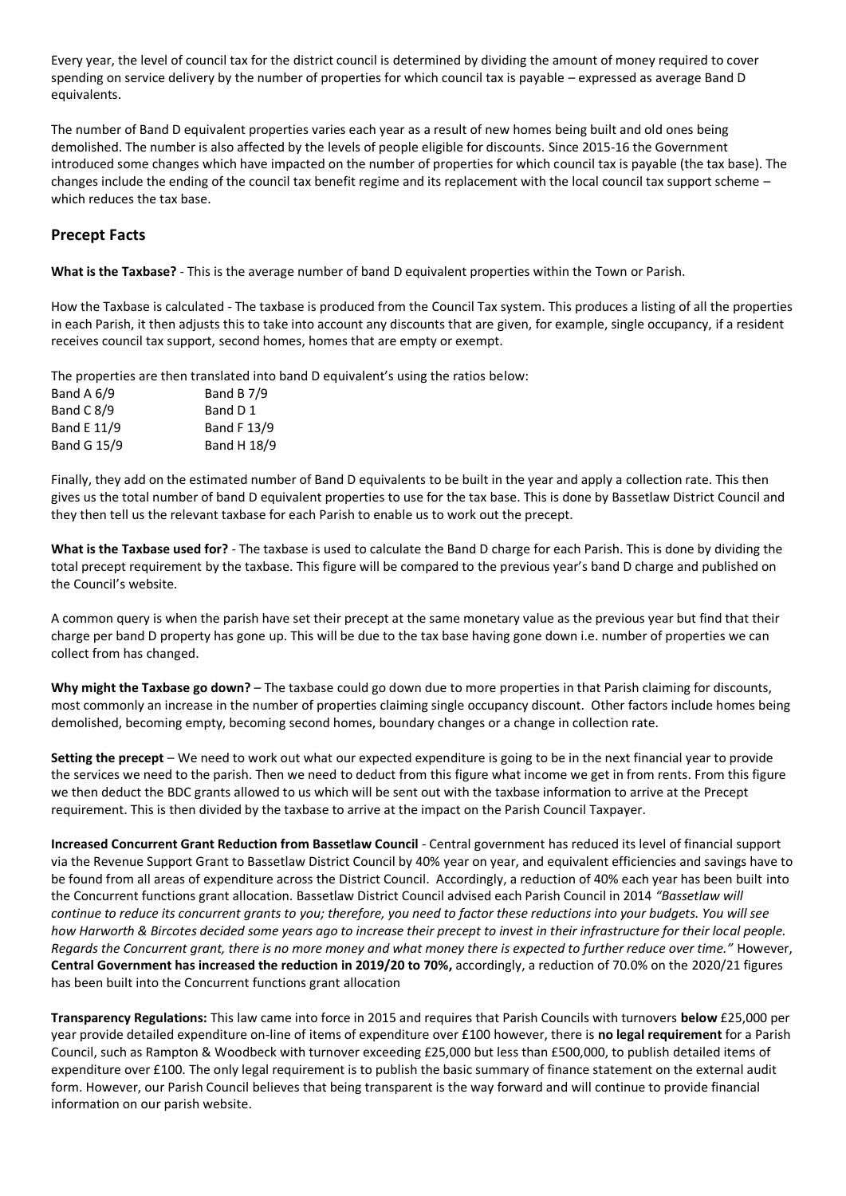Every year, the level of council tax for the district council is determined by dividing the amount of money required to cover spending on service delivery by the number of properties for which council tax is payable – expressed as average Band D equivalents.

The number of Band D equivalent properties varies each year as a result of new homes being built and old ones being demolished. The number is also affected by the levels of people eligible for discounts. Since 2015-16 the Government introduced some changes which have impacted on the number of properties for which council tax is payable (the tax base). The changes include the ending of the council tax benefit regime and its replacement with the local council tax support scheme – which reduces the tax base.

## Precept Facts

**What is the Taxbase?** - This is the average number of band D equivalent properties within the Town or Parish.

How the Taxbase is calculated - The taxbase is produced from the Council Tax system. This produces a listing of all the properties in each Parish, it then adjusts this to take into account any discounts that are given, for example, single occupancy, if a resident receives council tax support, second homes, homes that are empty or exempt.

The properties are then translated into band D equivalent's using the ratios below:

| | |
|---|---|
| Band A 6/9 | Band B 7/9 |
| Band C 8/9 | Band D 1 |
| Band E 11/9 | Band F 13/9 |
| Band G 15/9 | Band H 18/9 |

Finally, they add on the estimated number of Band D equivalents to be built in the year and apply a collection rate. This then gives us the total number of band D equivalent properties to use for the tax base. This is done by Bassetlaw District Council and they then tell us the relevant taxbase for each Parish to enable us to work out the precept.

**What is the Taxbase used for?** - The taxbase is used to calculate the Band D charge for each Parish. This is done by dividing the total precept requirement by the taxbase. This figure will be compared to the previous year's band D charge and published on the Council's website.

A common query is when the parish have set their precept at the same monetary value as the previous year but find that their charge per band D property has gone up. This will be due to the tax base having gone down i.e. number of properties we can collect from has changed.

**Why might the Taxbase go down?** – The taxbase could go down due to more properties in that Parish claiming for discounts, most commonly an increase in the number of properties claiming single occupancy discount. Other factors include homes being demolished, becoming empty, becoming second homes, boundary changes or a change in collection rate.

**Setting the precept** – We need to work out what our expected expenditure is going to be in the next financial year to provide the services we need to the parish. Then we need to deduct from this figure what income we get in from rents. From this figure we then deduct the BDC grants allowed to us which will be sent out with the taxbase information to arrive at the Precept requirement. This is then divided by the taxbase to arrive at the impact on the Parish Council Taxpayer.

**Increased Concurrent Grant Reduction from Bassetlaw Council** - Central government has reduced its level of financial support via the Revenue Support Grant to Bassetlaw District Council by 40% year on year, and equivalent efficiencies and savings have to be found from all areas of expenditure across the District Council. Accordingly, a reduction of 40% each year has been built into the Concurrent functions grant allocation. Bassetlaw District Council advised each Parish Council in 2014 *"Bassetlaw will continue to reduce its concurrent grants to you; therefore, you need to factor these reductions into your budgets. You will see how Harworth & Bircotes decided some years ago to increase their precept to invest in their infrastructure for their local people. Regards the Concurrent grant, there is no more money and what money there is expected to further reduce over time."* However, **Central Government has increased the reduction in 2019/20 to 70%,** accordingly, a reduction of 70.0% on the 2020/21 figures has been built into the Concurrent functions grant allocation

**Transparency Regulations:** This law came into force in 2015 and requires that Parish Councils with turnovers **below** £25,000 per year provide detailed expenditure on-line of items of expenditure over £100 however, there is **no legal requirement** for a Parish Council, such as Rampton & Woodbeck with turnover exceeding £25,000 but less than £500,000, to publish detailed items of expenditure over £100. The only legal requirement is to publish the basic summary of finance statement on the external audit form. However, our Parish Council believes that being transparent is the way forward and will continue to provide financial information on our parish website.